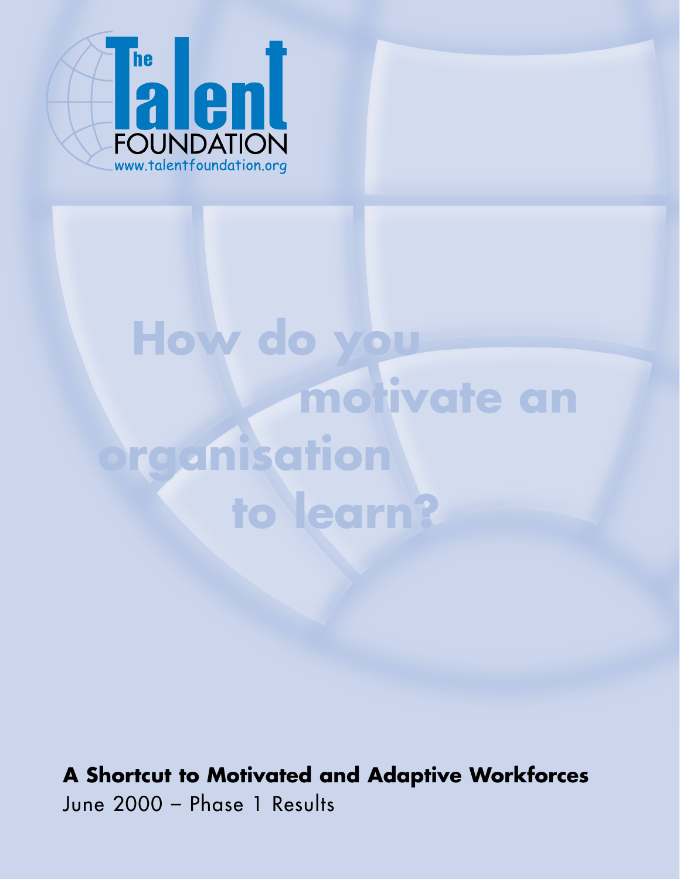The Talent FOUNDATION
www.talentfoundation.org

# How do you motivate an organisation to learn?

**A Shortcut to Motivated and Adaptive Workforces**

June 2000 – Phase 1 Results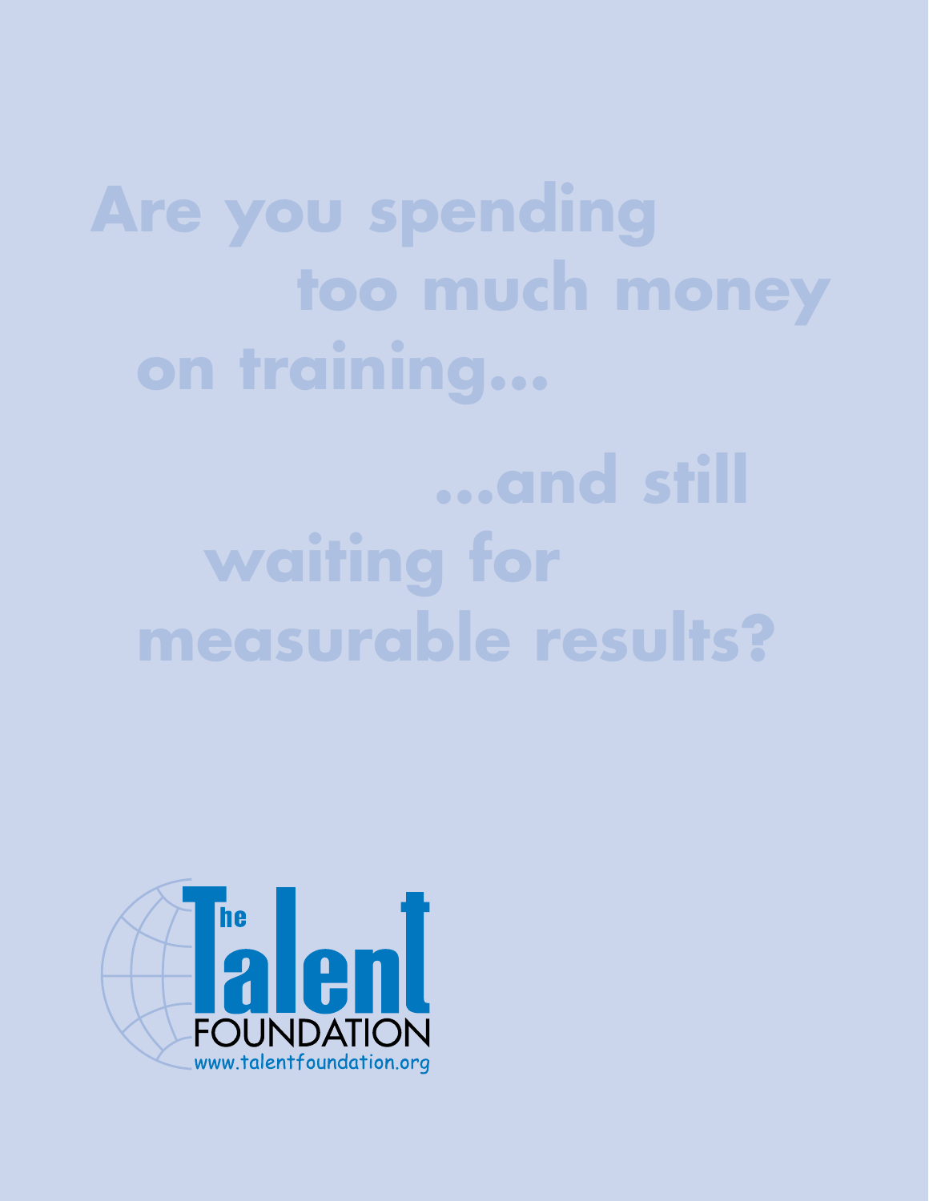# Are you spending too much money on training...

# ...and still waiting for measurable results?

The Talent FOUNDATION

www.talentfoundation.org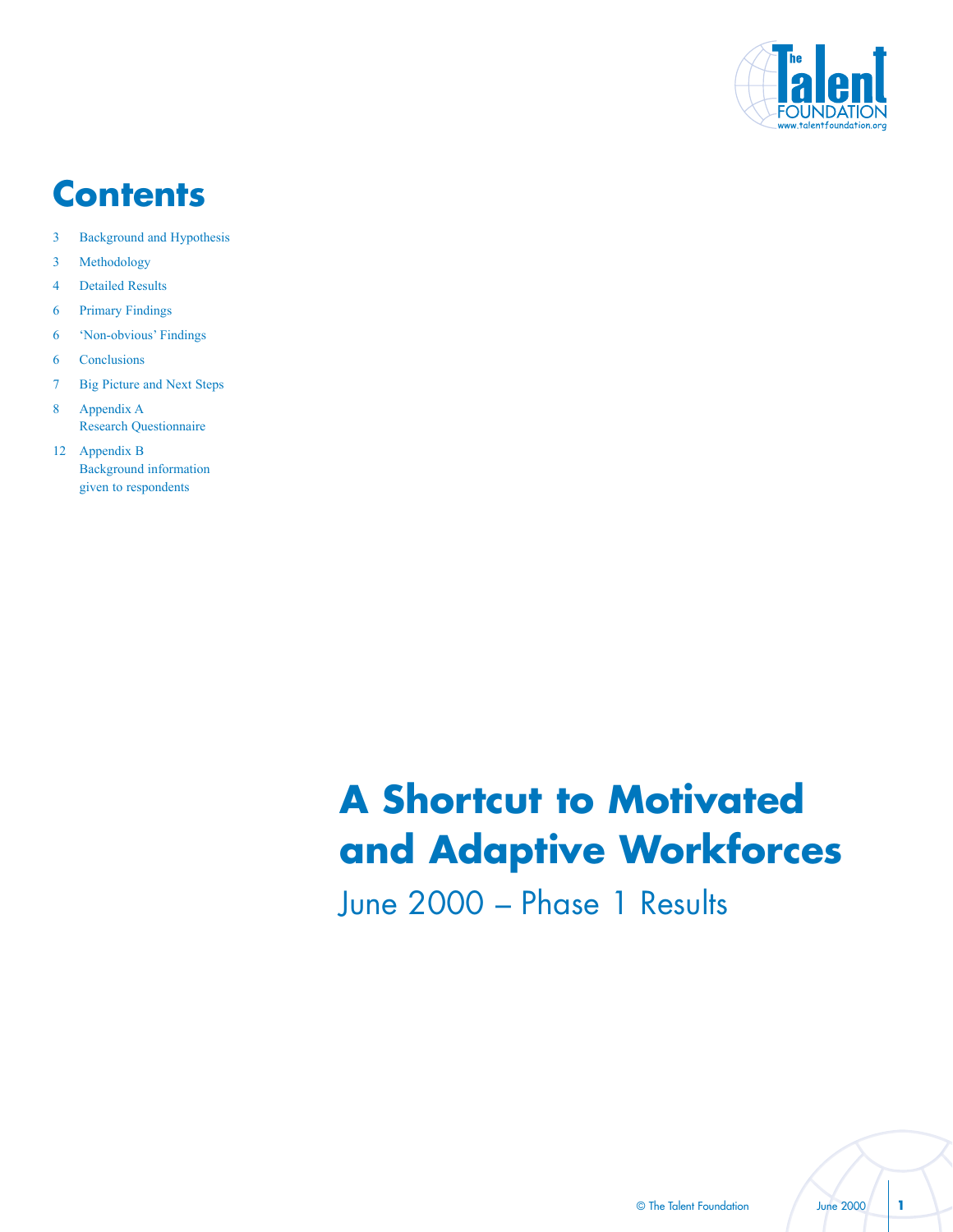# Contents

| | |
|---|---|
| 3 | Background and Hypothesis |
| 3 | Methodology |
| 4 | Detailed Results |
| 6 | Primary Findings |
| 6 | 'Non-obvious' Findings |
| 6 | Conclusions |
| 7 | Big Picture and Next Steps |
| 8 | Appendix A Research Questionnaire |
| 12 | Appendix B Background information given to respondents |

# A Shortcut to Motivated and Adaptive Workforces

June 2000 – Phase 1 Results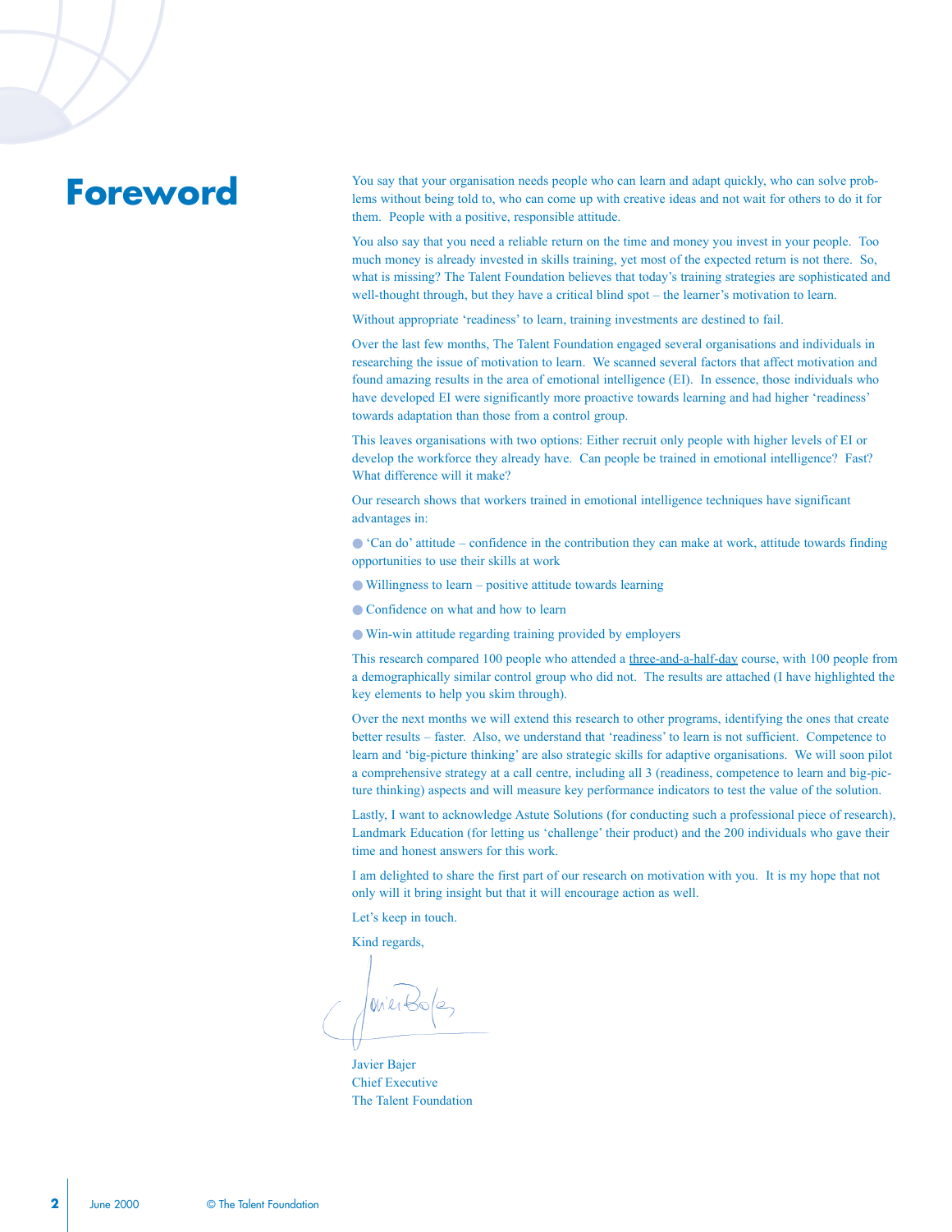# Foreword

You say that your organisation needs people who can learn and adapt quickly, who can solve problems without being told to, who can come up with creative ideas and not wait for others to do it for them. People with a positive, responsible attitude.

You also say that you need a reliable return on the time and money you invest in your people. Too much money is already invested in skills training, yet most of the expected return is not there. So, what is missing? The Talent Foundation believes that today's training strategies are sophisticated and well-thought through, but they have a critical blind spot – the learner's motivation to learn.

Without appropriate 'readiness' to learn, training investments are destined to fail.

Over the last few months, The Talent Foundation engaged several organisations and individuals in researching the issue of motivation to learn. We scanned several factors that affect motivation and found amazing results in the area of emotional intelligence (EI). In essence, those individuals who have developed EI were significantly more proactive towards learning and had higher 'readiness' towards adaptation than those from a control group.

This leaves organisations with two options: Either recruit only people with higher levels of EI or develop the workforce they already have. Can people be trained in emotional intelligence? Fast? What difference will it make?

Our research shows that workers trained in emotional intelligence techniques have significant advantages in:

- 'Can do' attitude – confidence in the contribution they can make at work, attitude towards finding opportunities to use their skills at work
- Willingness to learn – positive attitude towards learning
- Confidence on what and how to learn
- Win-win attitude regarding training provided by employers

This research compared 100 people who attended a three-and-a-half-day course, with 100 people from a demographically similar control group who did not. The results are attached (I have highlighted the key elements to help you skim through).

Over the next months we will extend this research to other programs, identifying the ones that create better results – faster. Also, we understand that 'readiness' to learn is not sufficient. Competence to learn and 'big-picture thinking' are also strategic skills for adaptive organisations. We will soon pilot a comprehensive strategy at a call centre, including all 3 (readiness, competence to learn and big-picture thinking) aspects and will measure key performance indicators to test the value of the solution.

Lastly, I want to acknowledge Astute Solutions (for conducting such a professional piece of research), Landmark Education (for letting us 'challenge' their product) and the 200 individuals who gave their time and honest answers for this work.

I am delighted to share the first part of our research on motivation with you. It is my hope that not only will it bring insight but that it will encourage action as well.

Let's keep in touch.

Kind regards,

Javier Bajer
Chief Executive
The Talent Foundation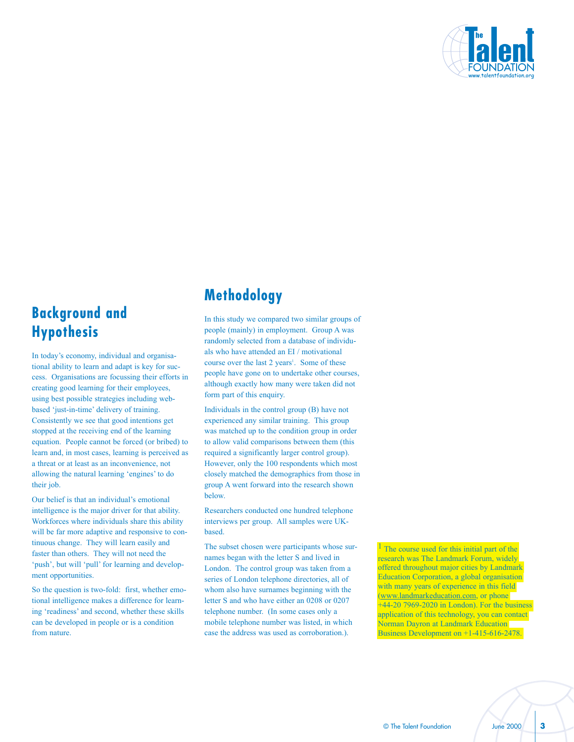## Background and Hypothesis

In today's economy, individual and organisational ability to learn and adapt is key for success. Organisations are focussing their efforts in creating good learning for their employees, using best possible strategies including web-based 'just-in-time' delivery of training. Consistently we see that good intentions get stopped at the receiving end of the learning equation. People cannot be forced (or bribed) to learn and, in most cases, learning is perceived as a threat or at least as an inconvenience, not allowing the natural learning 'engines' to do their job.

Our belief is that an individual's emotional intelligence is the major driver for that ability. Workforces where individuals share this ability will be far more adaptive and responsive to continuous change. They will learn easily and faster than others. They will not need the 'push', but will 'pull' for learning and development opportunities.

So the question is two-fold: first, whether emotional intelligence makes a difference for learning 'readiness' and second, whether these skills can be developed in people or is a condition from nature.

## Methodology

In this study we compared two similar groups of people (mainly) in employment. Group A was randomly selected from a database of individuals who have attended an EI / motivational course over the last 2 years[1]. Some of these people have gone on to undertake other courses, although exactly how many were taken did not form part of this enquiry.

Individuals in the control group (B) have not experienced any similar training. This group was matched up to the condition group in order to allow valid comparisons between them (this required a significantly larger control group). However, only the 100 respondents which most closely matched the demographics from those in group A went forward into the research shown below.

Researchers conducted one hundred telephone interviews per group. All samples were UK-based.

The subset chosen were participants whose surnames began with the letter S and lived in London. The control group was taken from a series of London telephone directories, all of whom also have surnames beginning with the letter S and who have either an 0208 or 0207 telephone number. (In some cases only a mobile telephone number was listed, in which case the address was used as corroboration.).

[1] The course used for this initial part of the research was The Landmark Forum, widely offered throughout major cities by Landmark Education Corporation, a global organisation with many years of experience in this field (www.landmarkeducation.com, or phone +44-20 7969-2020 in London). For the business application of this technology, you can contact Norman Dayron at Landmark Education Business Development on +1-415-616-2478.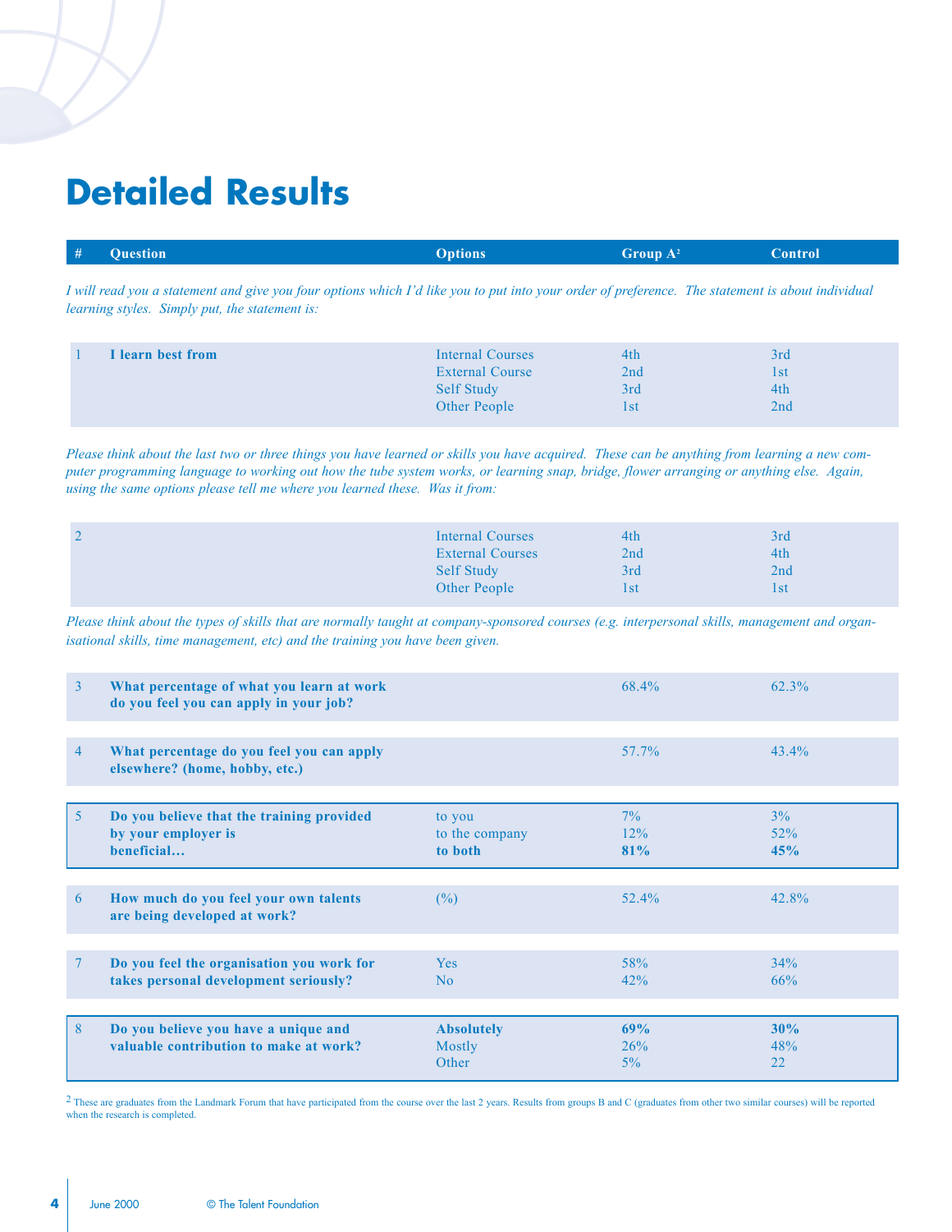# Detailed Results

| # | Question | Options | Group A[2] | Control |
|---|---|---|---|---|
| | *I will read you a statement and give you four options which I'd like you to put into your order of preference. The statement is about individual learning styles. Simply put, the statement is:* | | | |
| 1 | **I learn best from** | Internal Courses | 4th | 3rd |
| | | External Course | 2nd | 1st |
| | | Self Study | 3rd | 4th |
| | | Other People | 1st | 2nd |
| | *Please think about the last two or three things you have learned or skills you have acquired. These can be anything from learning a new computer programming language to working out how the tube system works, or learning snap, bridge, flower arranging or anything else. Again, using the same options please tell me where you learned these. Was it from:* | | | |
| 2 | | Internal Courses | 4th | 3rd |
| | | External Courses | 2nd | 4th |
| | | Self Study | 3rd | 2nd |
| | | Other People | 1st | 1st |
| | *Please think about the types of skills that are normally taught at company-sponsored courses (e.g. interpersonal skills, management and organisational skills, time management, etc) and the training you have been given.* | | | |
| 3 | **What percentage of what you learn at work do you feel you can apply in your job?** | | 68.4% | 62.3% |
| 4 | **What percentage do you feel you can apply elsewhere? (home, hobby, etc.)** | | 57.7% | 43.4% |
| 5 | **Do you believe that the training provided by your employer is beneficial…** | to you | 7% | 3% |
| | | to the company | 12% | 52% |
| | | **to both** | **81%** | **45%** |
| 6 | **How much do you feel your own talents are being developed at work?** | (%) | 52.4% | 42.8% |
| 7 | **Do you feel the organisation you work for takes personal development seriously?** | Yes | 58% | 34% |
| | | No | 42% | 66% |
| 8 | **Do you believe you have a unique and valuable contribution to make at work?** | **Absolutely** | **69%** | **30%** |
| | | Mostly | 26% | 48% |
| | | Other | 5% | 22 |

[2] These are graduates from the Landmark Forum that have participated from the course over the last 2 years. Results from groups B and C (graduates from other two similar courses) will be reported when the research is completed.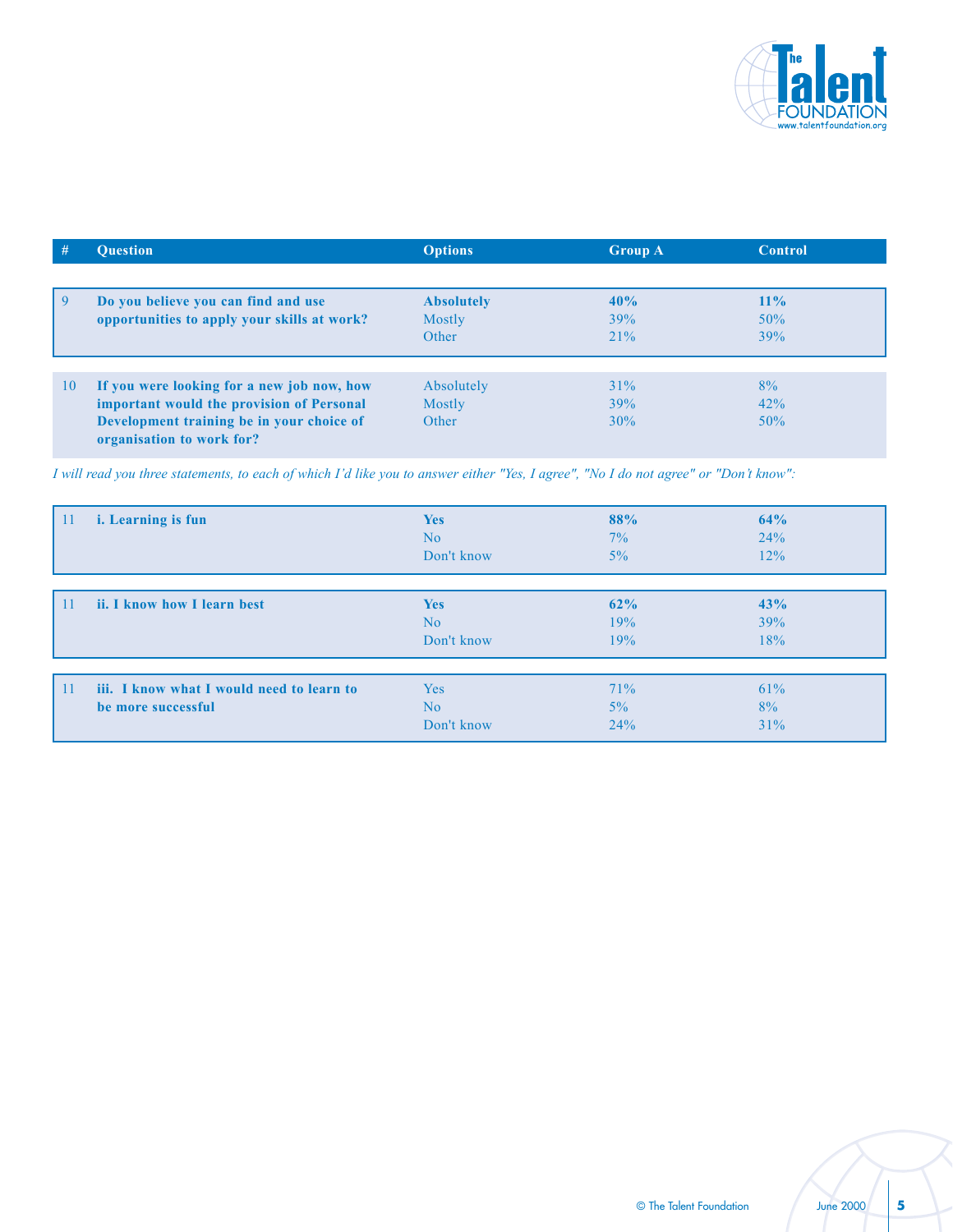| # | Question | Options | Group A | Control |
|---|---|---|---|---|
| 9 | **Do you believe you can find and use opportunities to apply your skills at work?** | **Absolutely** | **40%** | **11%** |
| | | Mostly | 39% | 50% |
| | | Other | 21% | 39% |
| 10 | **If you were looking for a new job now, how important would the provision of Personal Development training be in your choice of organisation to work for?** | Absolutely | 31% | 8% |
| | | Mostly | 39% | 42% |
| | | Other | 30% | 50% |

*I will read you three statements, to each of which I'd like you to answer either "Yes, I agree", "No I do not agree" or "Don't know":*

| # | Question | Options | Group A | Control |
|---|---|---|---|---|
| 11 | **i. Learning is fun** | **Yes** | **88%** | **64%** |
| | | No | 7% | 24% |
| | | Don't know | 5% | 12% |
| 11 | **ii. I know how I learn best** | **Yes** | **62%** | **43%** |
| | | No | 19% | 39% |
| | | Don't know | 19% | 18% |
| 11 | **iii. I know what I would need to learn to be more successful** | Yes | 71% | 61% |
| | | No | 5% | 8% |
| | | Don't know | 24% | 31% |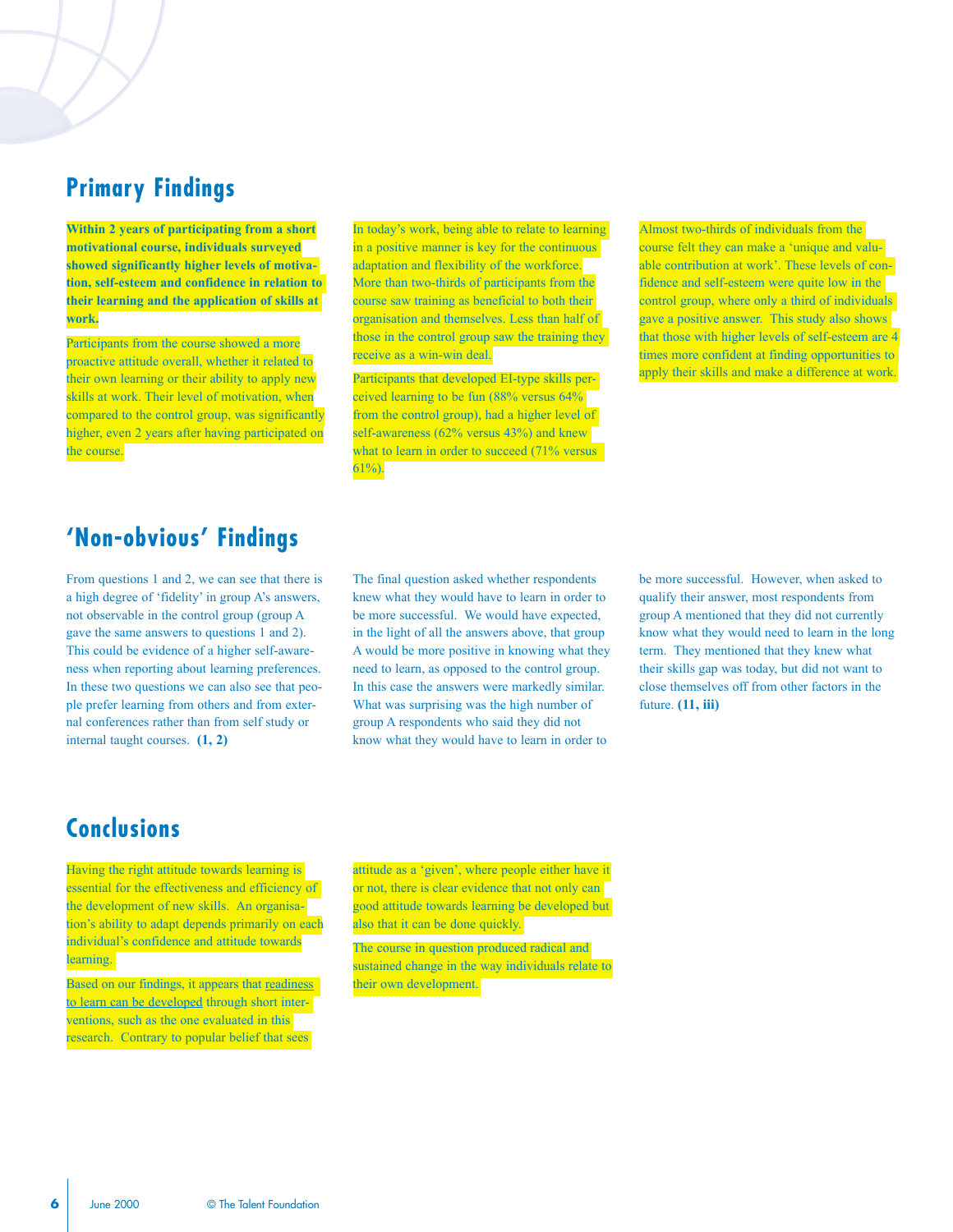## Primary Findings

**Within 2 years of participating from a short motivational course, individuals surveyed showed significantly higher levels of motivation, self-esteem and confidence in relation to their learning and the application of skills at work.**

Participants from the course showed a more proactive attitude overall, whether it related to their own learning or their ability to apply new skills at work. Their level of motivation, when compared to the control group, was significantly higher, even 2 years after having participated on the course.

In today's work, being able to relate to learning in a positive manner is key for the continuous adaptation and flexibility of the workforce. More than two-thirds of participants from the course saw training as beneficial to both their organisation and themselves. Less than half of those in the control group saw the training they receive as a win-win deal.

Participants that developed EI-type skills perceived learning to be fun (88% versus 64% from the control group), had a higher level of self-awareness (62% versus 43%) and knew what to learn in order to succeed (71% versus 61%).

Almost two-thirds of individuals from the course felt they can make a 'unique and valuable contribution at work'. These levels of confidence and self-esteem were quite low in the control group, where only a third of individuals gave a positive answer. This study also shows that those with higher levels of self-esteem are 4 times more confident at finding opportunities to apply their skills and make a difference at work.

## 'Non-obvious' Findings

From questions 1 and 2, we can see that there is a high degree of 'fidelity' in group A's answers, not observable in the control group (group A gave the same answers to questions 1 and 2). This could be evidence of a higher self-awareness when reporting about learning preferences. In these two questions we can also see that people prefer learning from others and from external conferences rather than from self study or internal taught courses. **(1, 2)**

The final question asked whether respondents knew what they would have to learn in order to be more successful. We would have expected, in the light of all the answers above, that group A would be more positive in knowing what they need to learn, as opposed to the control group. In this case the answers were markedly similar. What was surprising was the high number of group A respondents who said they did not know what they would have to learn in order to be more successful. However, when asked to qualify their answer, most respondents from group A mentioned that they did not currently know what they would need to learn in the long term. They mentioned that they knew what their skills gap was today, but did not want to close themselves off from other factors in the future. **(11, iii)**

## Conclusions

Having the right attitude towards learning is essential for the effectiveness and efficiency of the development of new skills. An organisation's ability to adapt depends primarily on each individual's confidence and attitude towards learning.

Based on our findings, it appears that readiness to learn can be developed through short interventions, such as the one evaluated in this research. Contrary to popular belief that sees attitude as a 'given', where people either have it or not, there is clear evidence that not only can good attitude towards learning be developed but also that it can be done quickly.

The course in question produced radical and sustained change in the way individuals relate to their own development.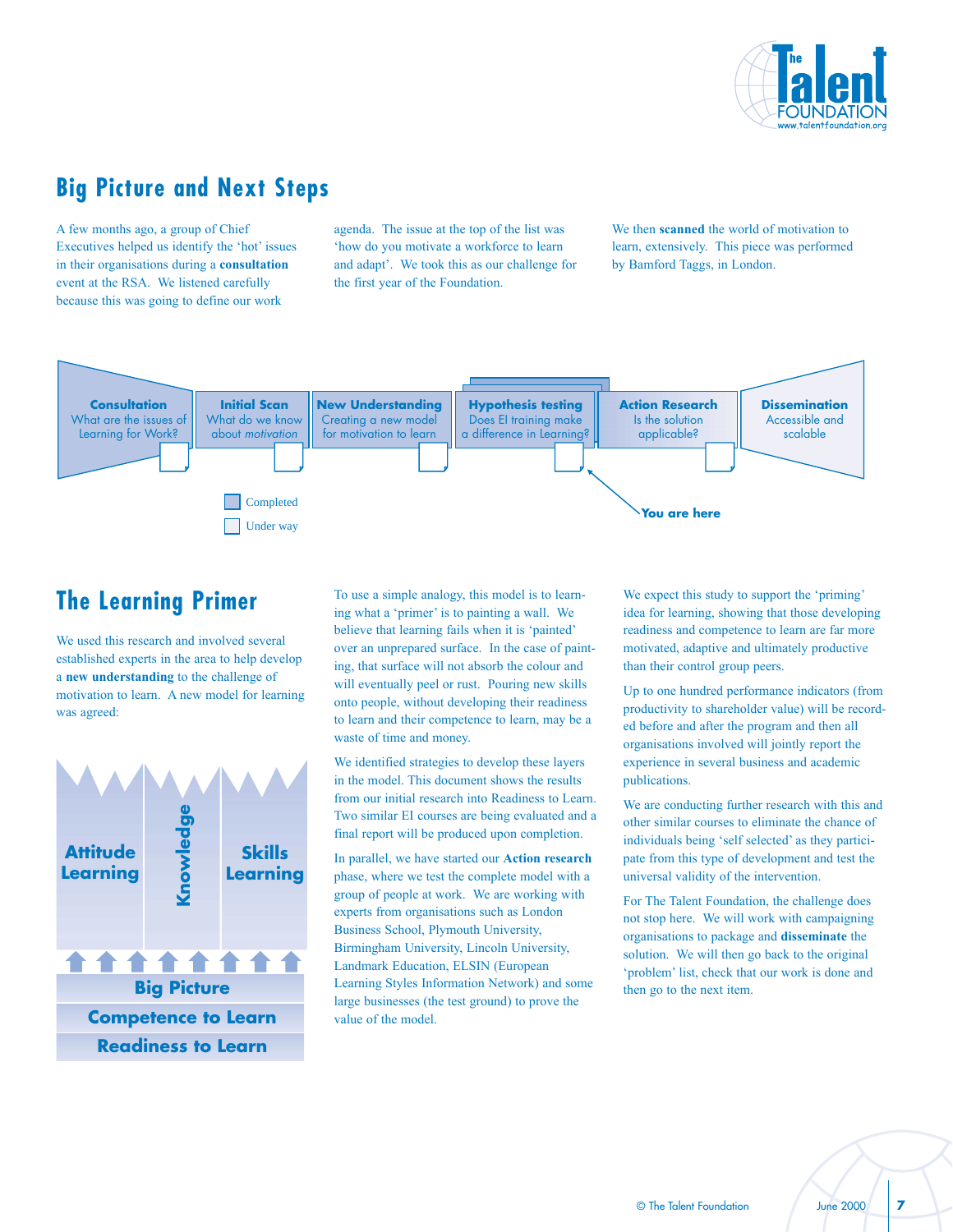## Big Picture and Next Steps

A few months ago, a group of Chief Executives helped us identify the 'hot' issues in their organisations during a **consultation** event at the RSA. We listened carefully because this was going to define our work agenda. The issue at the top of the list was 'how do you motivate a workforce to learn and adapt'. We took this as our challenge for the first year of the Foundation.

We then **scanned** the world of motivation to learn, extensively. This piece was performed by Bamford Taggs, in London.

**Consultation** – What are the issues of Learning for Work?

**Initial Scan** – What do we know about *motivation*

**New Understanding** – Creating a new model for motivation to learn

**Hypothesis testing** – Does EI training make a difference in Learning?

**Action Research** – Is the solution applicable?

**Dissemination** – Accessible and scalable

Completed

Under way

**You are here**

## The Learning Primer

We used this research and involved several established experts in the area to help develop a **new understanding** to the challenge of motivation to learn. A new model for learning was agreed:

**Attitude Learning** | **Knowledge** | **Skills Learning**

**Big Picture**

**Competence to Learn**

**Readiness to Learn**

To use a simple analogy, this model is to learning what a 'primer' is to painting a wall. We believe that learning fails when it is 'painted' over an unprepared surface. In the case of painting, that surface will not absorb the colour and will eventually peel or rust. Pouring new skills onto people, without developing their readiness to learn and their competence to learn, may be a waste of time and money.

We identified strategies to develop these layers in the model. This document shows the results from our initial research into Readiness to Learn. Two similar EI courses are being evaluated and a final report will be produced upon completion.

In parallel, we have started our **Action research** phase, where we test the complete model with a group of people at work. We are working with experts from organisations such as London Business School, Plymouth University, Birmingham University, Lincoln University, Landmark Education, ELSIN (European Learning Styles Information Network) and some large businesses (the test ground) to prove the value of the model.

We expect this study to support the 'priming' idea for learning, showing that those developing readiness and competence to learn are far more motivated, adaptive and ultimately productive than their control group peers.

Up to one hundred performance indicators (from productivity to shareholder value) will be recorded before and after the program and then all organisations involved will jointly report the experience in several business and academic publications.

We are conducting further research with this and other similar courses to eliminate the chance of individuals being 'self selected' as they participate from this type of development and test the universal validity of the intervention.

For The Talent Foundation, the challenge does not stop here. We will work with campaigning organisations to package and **disseminate** the solution. We will then go back to the original 'problem' list, check that our work is done and then go to the next item.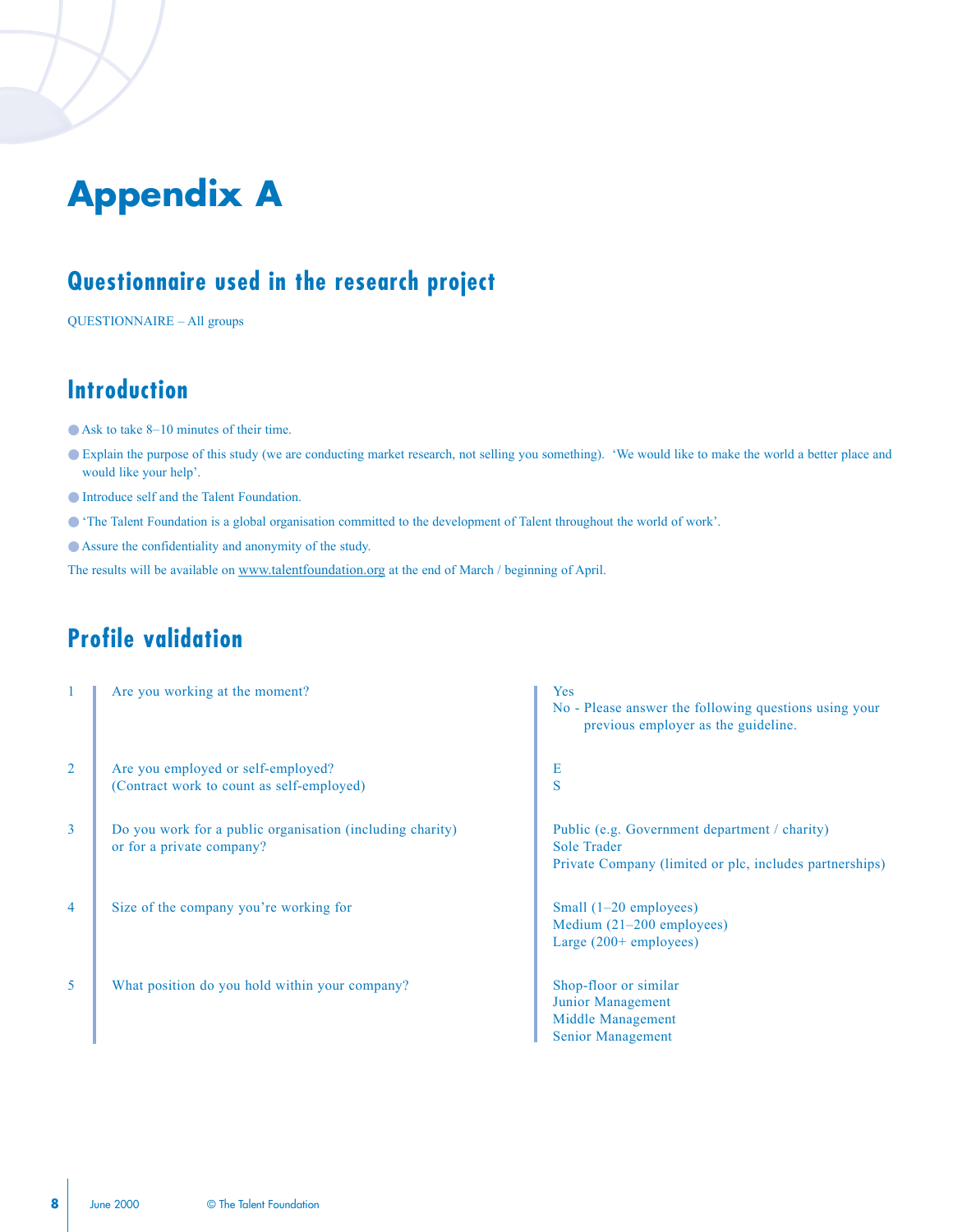# Appendix A

## Questionnaire used in the research project

QUESTIONNAIRE – All groups

## Introduction

- Ask to take 8–10 minutes of their time.
- Explain the purpose of this study (we are conducting market research, not selling you something). 'We would like to make the world a better place and would like your help'.
- Introduce self and the Talent Foundation.
- 'The Talent Foundation is a global organisation committed to the development of Talent throughout the world of work'.
- Assure the confidentiality and anonymity of the study.

The results will be available on www.talentfoundation.org at the end of March / beginning of April.

## Profile validation

| | Question | Answer options |
|---|---|---|
| 1 | Are you working at the moment? | Yes<br>No - Please answer the following questions using your previous employer as the guideline. |
| 2 | Are you employed or self-employed?<br>(Contract work to count as self-employed) | E<br>S |
| 3 | Do you work for a public organisation (including charity) or for a private company? | Public (e.g. Government department / charity)<br>Sole Trader<br>Private Company (limited or plc, includes partnerships) |
| 4 | Size of the company you're working for | Small (1–20 employees)<br>Medium (21–200 employees)<br>Large (200+ employees) |
| 5 | What position do you hold within your company? | Shop-floor or similar<br>Junior Management<br>Middle Management<br>Senior Management |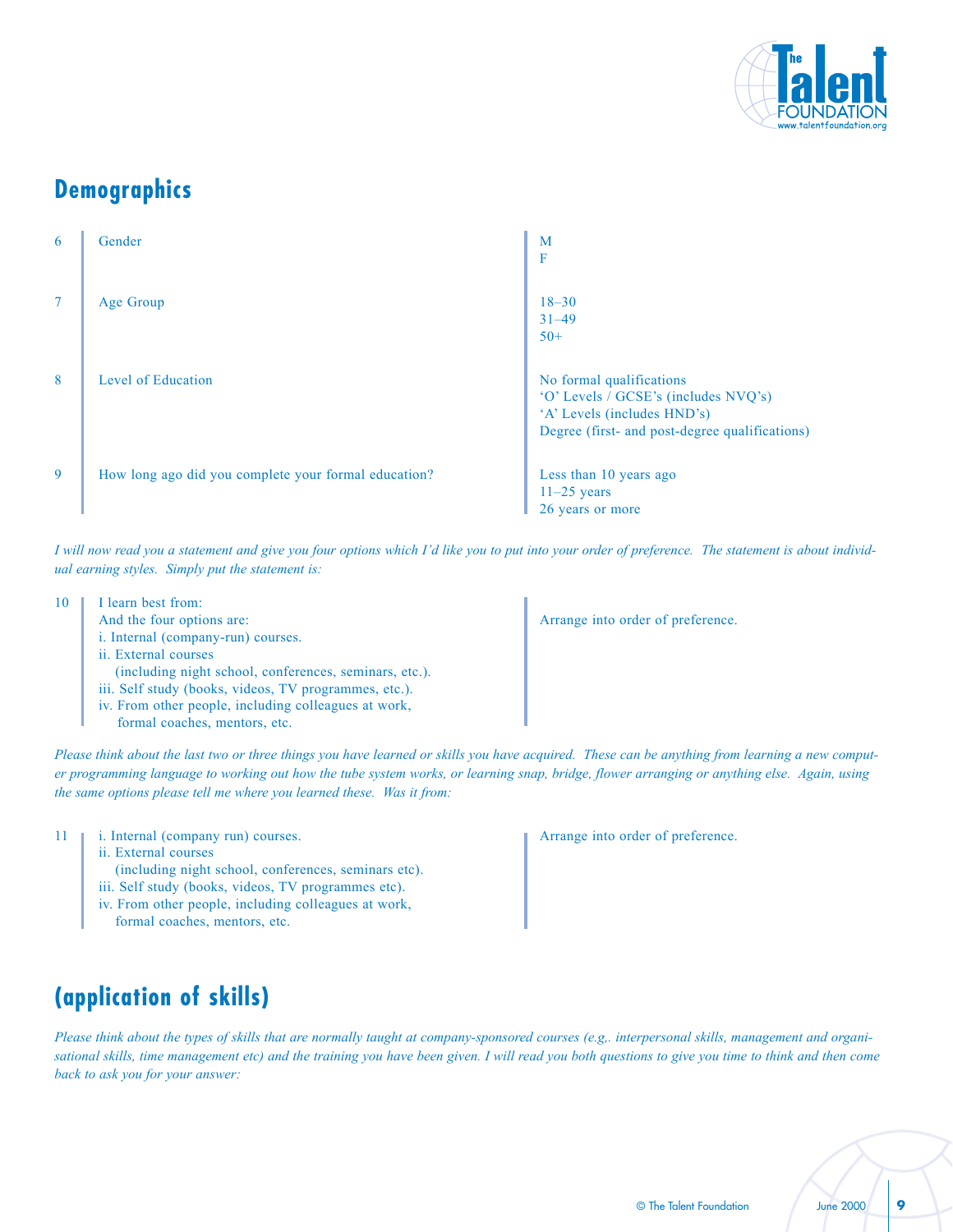## Demographics

| | | |
|---|---|---|
| 6 | Gender | M<br>F |
| 7 | Age Group | 18–30<br>31–49<br>50+ |
| 8 | Level of Education | No formal qualifications<br>'O' Levels / GCSE's (includes NVQ's)<br>'A' Levels (includes HND's)<br>Degree (first- and post-degree qualifications) |
| 9 | How long ago did you complete your formal education? | Less than 10 years ago<br>11–25 years<br>26 years or more |

*I will now read you a statement and give you four options which I'd like you to put into your order of preference. The statement is about individual earning styles. Simply put the statement is:*

| | | |
|---|---|---|
| 10 | I learn best from:<br>And the four options are:<br>i. Internal (company-run) courses.<br>ii. External courses<br>(including night school, conferences, seminars, etc.).<br>iii. Self study (books, videos, TV programmes, etc.).<br>iv. From other people, including colleagues at work, formal coaches, mentors, etc. | Arrange into order of preference. |

*Please think about the last two or three things you have learned or skills you have acquired. These can be anything from learning a new computer programming language to working out how the tube system works, or learning snap, bridge, flower arranging or anything else. Again, using the same options please tell me where you learned these. Was it from:*

| | | |
|---|---|---|
| 11 | i. Internal (company run) courses.<br>ii. External courses<br>(including night school, conferences, seminars etc).<br>iii. Self study (books, videos, TV programmes etc).<br>iv. From other people, including colleagues at work, formal coaches, mentors, etc. | Arrange into order of preference. |

## (application of skills)

*Please think about the types of skills that are normally taught at company-sponsored courses (e.g,. interpersonal skills, management and organisational skills, time management etc) and the training you have been given. I will read you both questions to give you time to think and then come back to ask you for your answer:*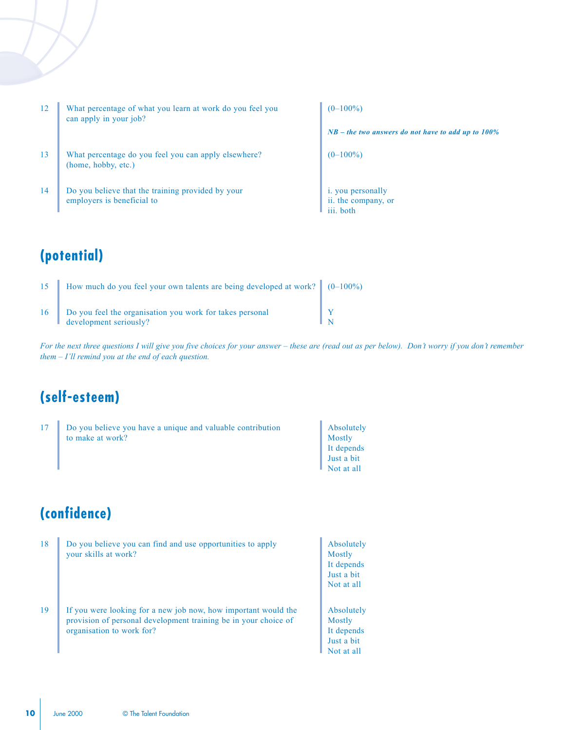| | | |
|---|---|---|
| 12 | What percentage of what you learn at work do you feel you can apply in your job? | (0–100%)<br><br>***NB – the two answers do not have to add up to 100%*** |
| 13 | What percentage do you feel you can apply elsewhere? (home, hobby, etc.) | (0–100%) |
| 14 | Do you believe that the training provided by your employers is beneficial to | i. you personally<br>ii. the company, or<br>iii. both |

## (potential)

| | | |
|---|---|---|
| 15 | How much do you feel your own talents are being developed at work? | (0–100%) |
| 16 | Do you feel the organisation you work for takes personal development seriously? | Y<br>N |

*For the next three questions I will give you five choices for your answer – these are (read out as per below). Don't worry if you don't remember them – I'll remind you at the end of each question.*

## (self-esteem)

| | | |
|---|---|---|
| 17 | Do you believe you have a unique and valuable contribution to make at work? | Absolutely<br>Mostly<br>It depends<br>Just a bit<br>Not at all |

## (confidence)

| | | |
|---|---|---|
| 18 | Do you believe you can find and use opportunities to apply your skills at work? | Absolutely<br>Mostly<br>It depends<br>Just a bit<br>Not at all |
| 19 | If you were looking for a new job now, how important would the provision of personal development training be in your choice of organisation to work for? | Absolutely<br>Mostly<br>It depends<br>Just a bit<br>Not at all |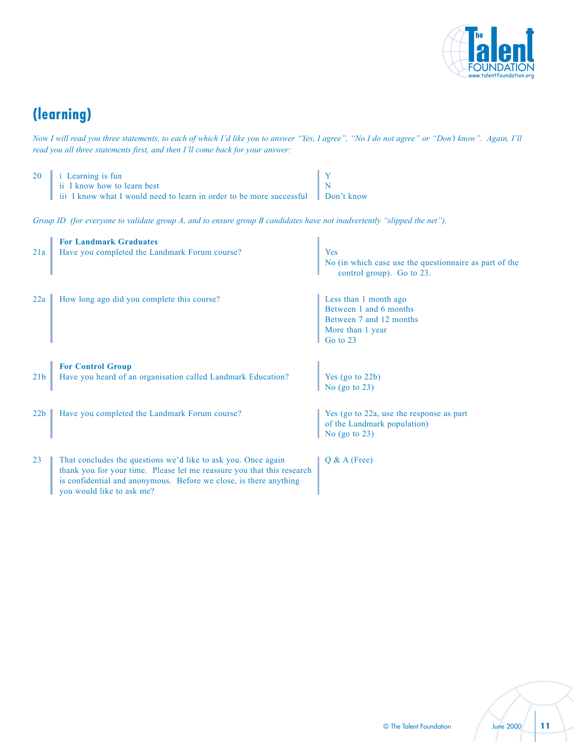## (learning)

*Now I will read you three statements, to each of which I'd like you to answer "Yes, I agree", "No I do not agree" or "Don't know". Again, I'll read you all three statements first, and then I'll come back for your answer:*

| | | |
|---|---|---|
| 20 | i Learning is fun<br>ii I know how to learn best<br>iii I know what I would need to learn in order to be more successful | Y<br>N<br>Don't know |

*Group ID (for everyone to validate group A, and to ensure group B candidates have not inadvertently "slipped the net").*

| | | |
|---|---|---|
| 21a | **For Landmark Graduates**<br>Have you completed the Landmark Forum course? | Yes<br>No (in which case use the questionnaire as part of the control group). Go to 23. |
| 22a | How long ago did you complete this course? | Less than 1 month ago<br>Between 1 and 6 months<br>Between 7 and 12 months<br>More than 1 year<br>Go to 23 |
| 21b | **For Control Group**<br>Have you heard of an organisation called Landmark Education? | Yes (go to 22b)<br>No (go to 23) |
| 22b | Have you completed the Landmark Forum course? | Yes (go to 22a, use the response as part of the Landmark population)<br>No (go to 23) |
| 23 | That concludes the questions we'd like to ask you. Once again thank you for your time. Please let me reassure you that this research is confidential and anonymous. Before we close, is there anything you would like to ask me? | Q & A (Free) |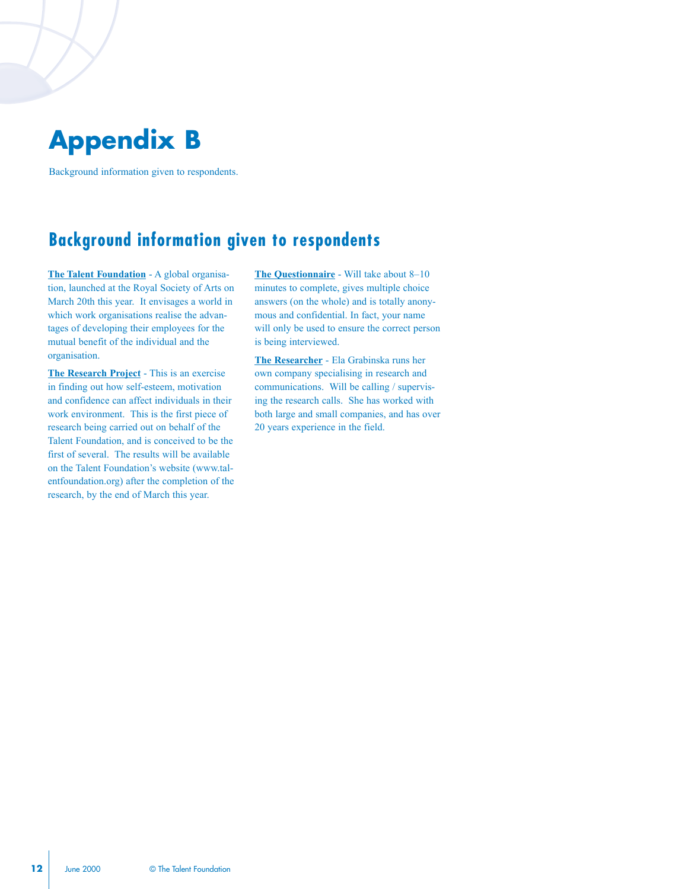# Appendix B

Background information given to respondents.

## Background information given to respondents

**The Talent Foundation** - A global organisation, launched at the Royal Society of Arts on March 20th this year. It envisages a world in which work organisations realise the advantages of developing their employees for the mutual benefit of the individual and the organisation.

**The Research Project** - This is an exercise in finding out how self-esteem, motivation and confidence can affect individuals in their work environment. This is the first piece of research being carried out on behalf of the Talent Foundation, and is conceived to be the first of several. The results will be available on the Talent Foundation's website (www.talentfoundation.org) after the completion of the research, by the end of March this year.

**The Questionnaire** - Will take about 8–10 minutes to complete, gives multiple choice answers (on the whole) and is totally anonymous and confidential. In fact, your name will only be used to ensure the correct person is being interviewed.

**The Researcher** - Ela Grabinska runs her own company specialising in research and communications. Will be calling / supervising the research calls. She has worked with both large and small companies, and has over 20 years experience in the field.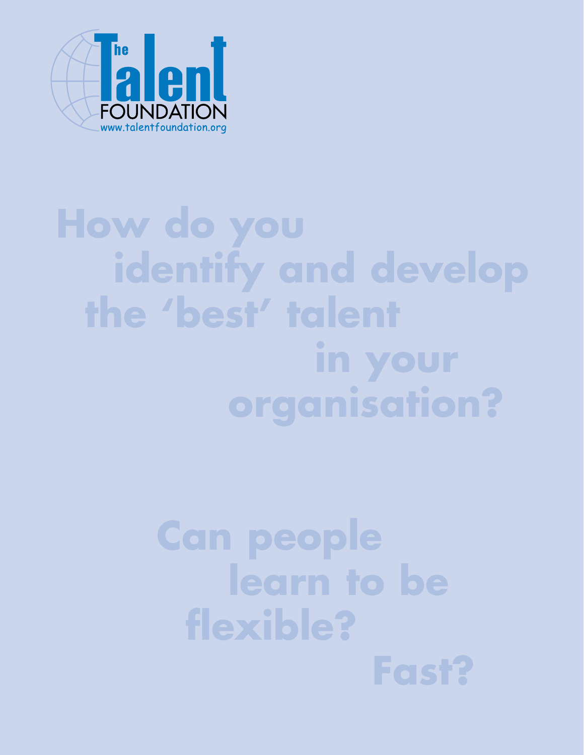The Talent FOUNDATION
www.talentfoundation.org

# How do you identify and develop the 'best' talent in your organisation?

# Can people learn to be flexible? Fast?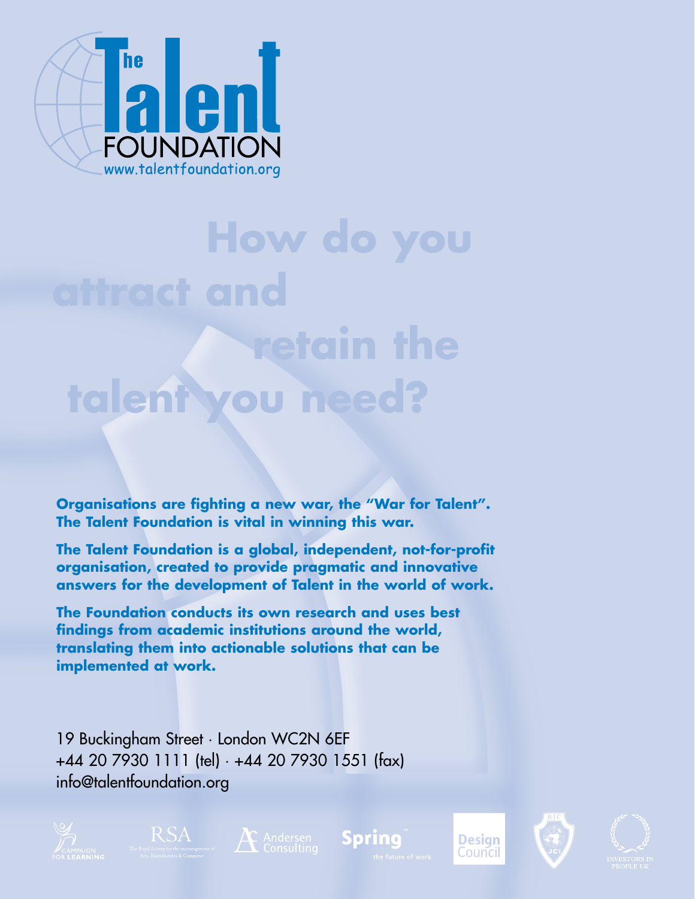The Talent FOUNDATION
www.talentfoundation.org

# How do you attract and retain the talent you need?

**Organisations are fighting a new war, the "War for Talent". The Talent Foundation is vital in winning this war.**

**The Talent Foundation is a global, independent, not-for-profit organisation, created to provide pragmatic and innovative answers for the development of Talent in the world of work.**

**The Foundation conducts its own research and uses best findings from academic institutions around the world, translating them into actionable solutions that can be implemented at work.**

19 Buckingham Street · London WC2N 6EF
+44 20 7930 1111 (tel) · +44 20 7930 1551 (fax)
info@talentfoundation.org

CAMPAIGN FOR LEARNING · RSA The Royal Society for the encouragement of Arts, Manufactures & Commerce · Andersen Consulting · Spring the future of work · Design Council · BJC JCI · INVESTORS IN PEOPLE UK